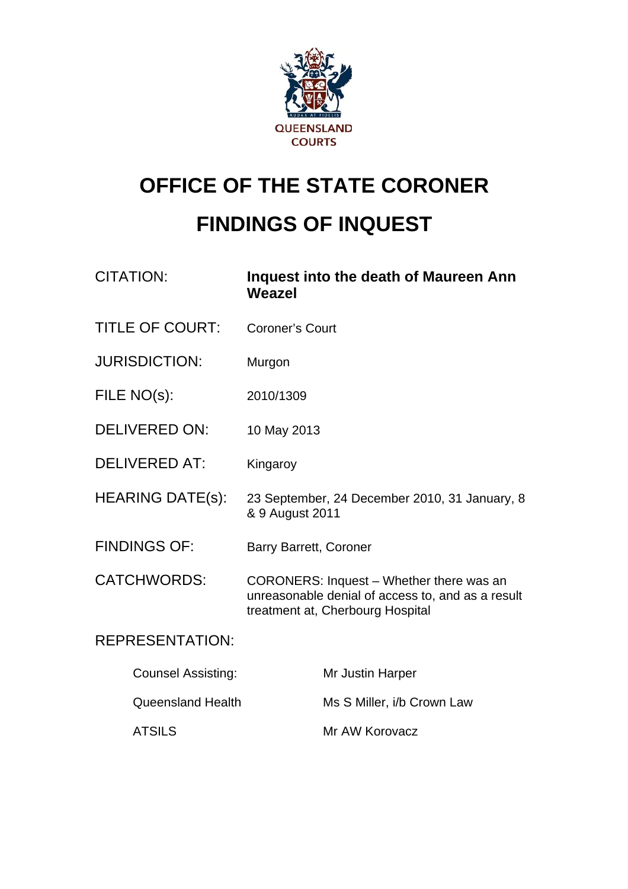QUEENSLAND COURTS

# OFFICE OF THE STATE CORONER

# FINDINGS OF INQUEST

| | |
|---|---|
| CITATION: | **Inquest into the death of Maureen Ann Weazel** |
| TITLE OF COURT: | Coroner's Court |
| JURISDICTION: | Murgon |
| FILE NO(s): | 2010/1309 |
| DELIVERED ON: | 10 May 2013 |
| DELIVERED AT: | Kingaroy |
| HEARING DATE(s): | 23 September, 24 December 2010, 31 January, 8 & 9 August 2011 |
| FINDINGS OF: | Barry Barrett, Coroner |
| CATCHWORDS: | CORONERS: Inquest – Whether there was an unreasonable denial of access to, and as a result treatment at, Cherbourg Hospital |

REPRESENTATION:

| | |
|---|---|
| Counsel Assisting: | Mr Justin Harper |
| Queensland Health | Ms S Miller, i/b Crown Law |
| ATSILS | Mr AW Korovacz |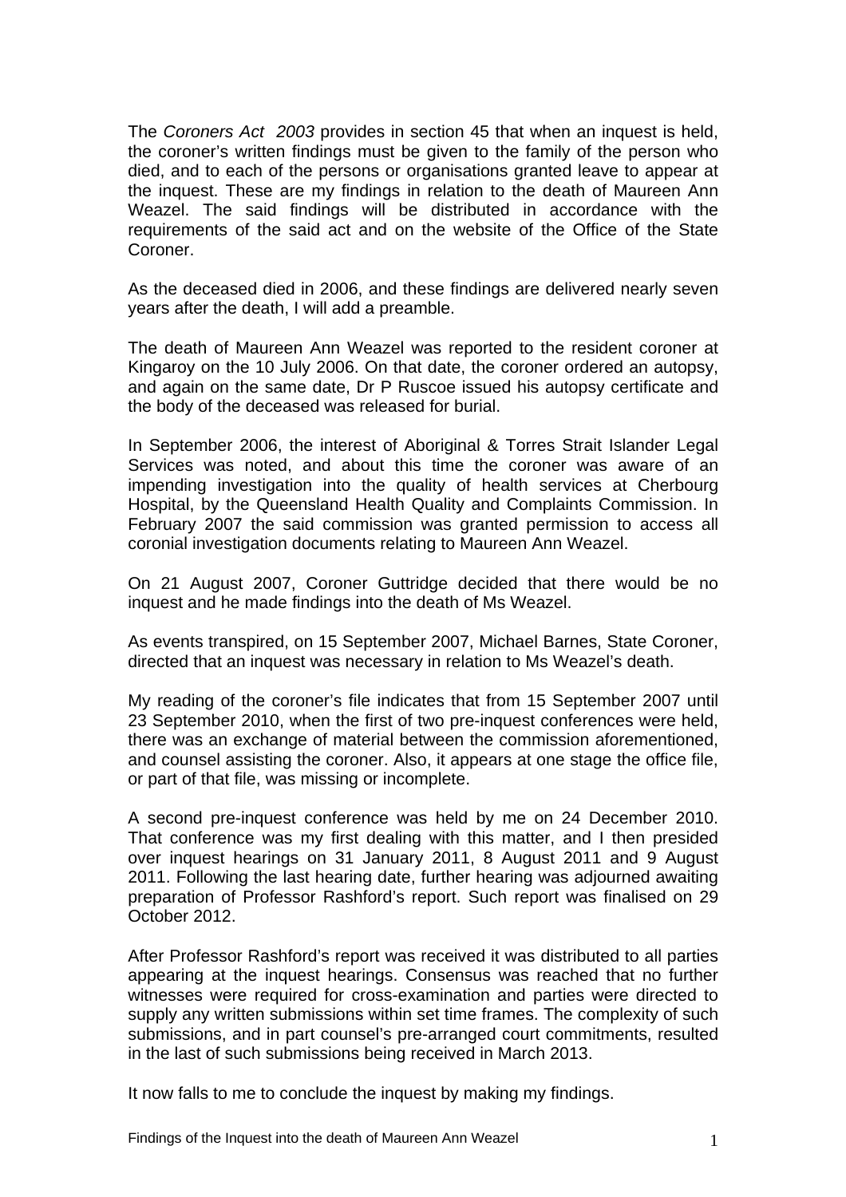The *Coroners Act 2003* provides in section 45 that when an inquest is held, the coroner's written findings must be given to the family of the person who died, and to each of the persons or organisations granted leave to appear at the inquest. These are my findings in relation to the death of Maureen Ann Weazel. The said findings will be distributed in accordance with the requirements of the said act and on the website of the Office of the State Coroner.

As the deceased died in 2006, and these findings are delivered nearly seven years after the death, I will add a preamble.

The death of Maureen Ann Weazel was reported to the resident coroner at Kingaroy on the 10 July 2006. On that date, the coroner ordered an autopsy, and again on the same date, Dr P Ruscoe issued his autopsy certificate and the body of the deceased was released for burial.

In September 2006, the interest of Aboriginal & Torres Strait Islander Legal Services was noted, and about this time the coroner was aware of an impending investigation into the quality of health services at Cherbourg Hospital, by the Queensland Health Quality and Complaints Commission. In February 2007 the said commission was granted permission to access all coronial investigation documents relating to Maureen Ann Weazel.

On 21 August 2007, Coroner Guttridge decided that there would be no inquest and he made findings into the death of Ms Weazel.

As events transpired, on 15 September 2007, Michael Barnes, State Coroner, directed that an inquest was necessary in relation to Ms Weazel's death.

My reading of the coroner's file indicates that from 15 September 2007 until 23 September 2010, when the first of two pre-inquest conferences were held, there was an exchange of material between the commission aforementioned, and counsel assisting the coroner. Also, it appears at one stage the office file, or part of that file, was missing or incomplete.

A second pre-inquest conference was held by me on 24 December 2010. That conference was my first dealing with this matter, and I then presided over inquest hearings on 31 January 2011, 8 August 2011 and 9 August 2011. Following the last hearing date, further hearing was adjourned awaiting preparation of Professor Rashford's report. Such report was finalised on 29 October 2012.

After Professor Rashford's report was received it was distributed to all parties appearing at the inquest hearings. Consensus was reached that no further witnesses were required for cross-examination and parties were directed to supply any written submissions within set time frames. The complexity of such submissions, and in part counsel's pre-arranged court commitments, resulted in the last of such submissions being received in March 2013.

It now falls to me to conclude the inquest by making my findings.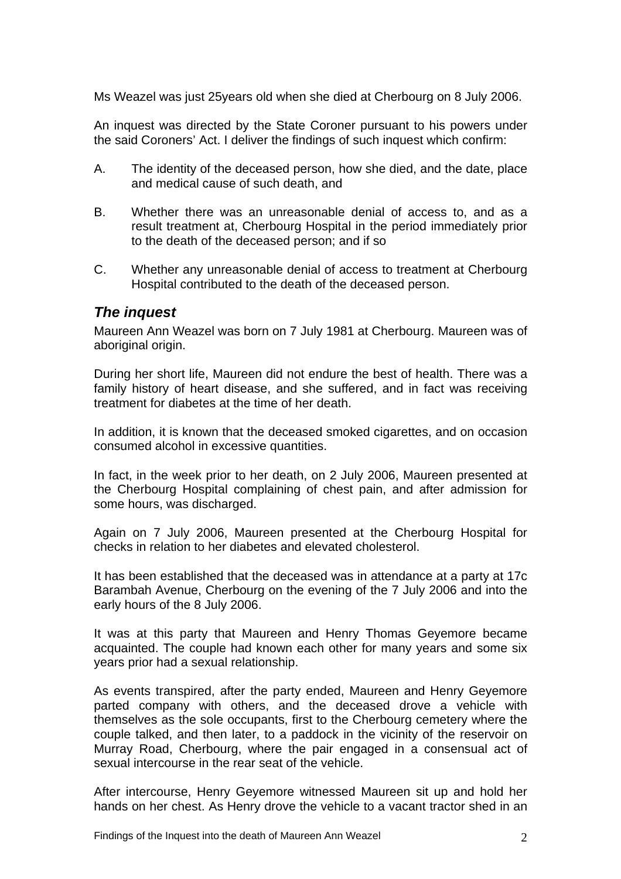Ms Weazel was just 25years old when she died at Cherbourg on 8 July 2006.

An inquest was directed by the State Coroner pursuant to his powers under the said Coroners' Act. I deliver the findings of such inquest which confirm:

A. The identity of the deceased person, how she died, and the date, place and medical cause of such death, and

B. Whether there was an unreasonable denial of access to, and as a result treatment at, Cherbourg Hospital in the period immediately prior to the death of the deceased person; and if so

C. Whether any unreasonable denial of access to treatment at Cherbourg Hospital contributed to the death of the deceased person.

## *The inquest*

Maureen Ann Weazel was born on 7 July 1981 at Cherbourg. Maureen was of aboriginal origin.

During her short life, Maureen did not endure the best of health. There was a family history of heart disease, and she suffered, and in fact was receiving treatment for diabetes at the time of her death.

In addition, it is known that the deceased smoked cigarettes, and on occasion consumed alcohol in excessive quantities.

In fact, in the week prior to her death, on 2 July 2006, Maureen presented at the Cherbourg Hospital complaining of chest pain, and after admission for some hours, was discharged.

Again on 7 July 2006, Maureen presented at the Cherbourg Hospital for checks in relation to her diabetes and elevated cholesterol.

It has been established that the deceased was in attendance at a party at 17c Barambah Avenue, Cherbourg on the evening of the 7 July 2006 and into the early hours of the 8 July 2006.

It was at this party that Maureen and Henry Thomas Geyemore became acquainted. The couple had known each other for many years and some six years prior had a sexual relationship.

As events transpired, after the party ended, Maureen and Henry Geyemore parted company with others, and the deceased drove a vehicle with themselves as the sole occupants, first to the Cherbourg cemetery where the couple talked, and then later, to a paddock in the vicinity of the reservoir on Murray Road, Cherbourg, where the pair engaged in a consensual act of sexual intercourse in the rear seat of the vehicle.

After intercourse, Henry Geyemore witnessed Maureen sit up and hold her hands on her chest. As Henry drove the vehicle to a vacant tractor shed in an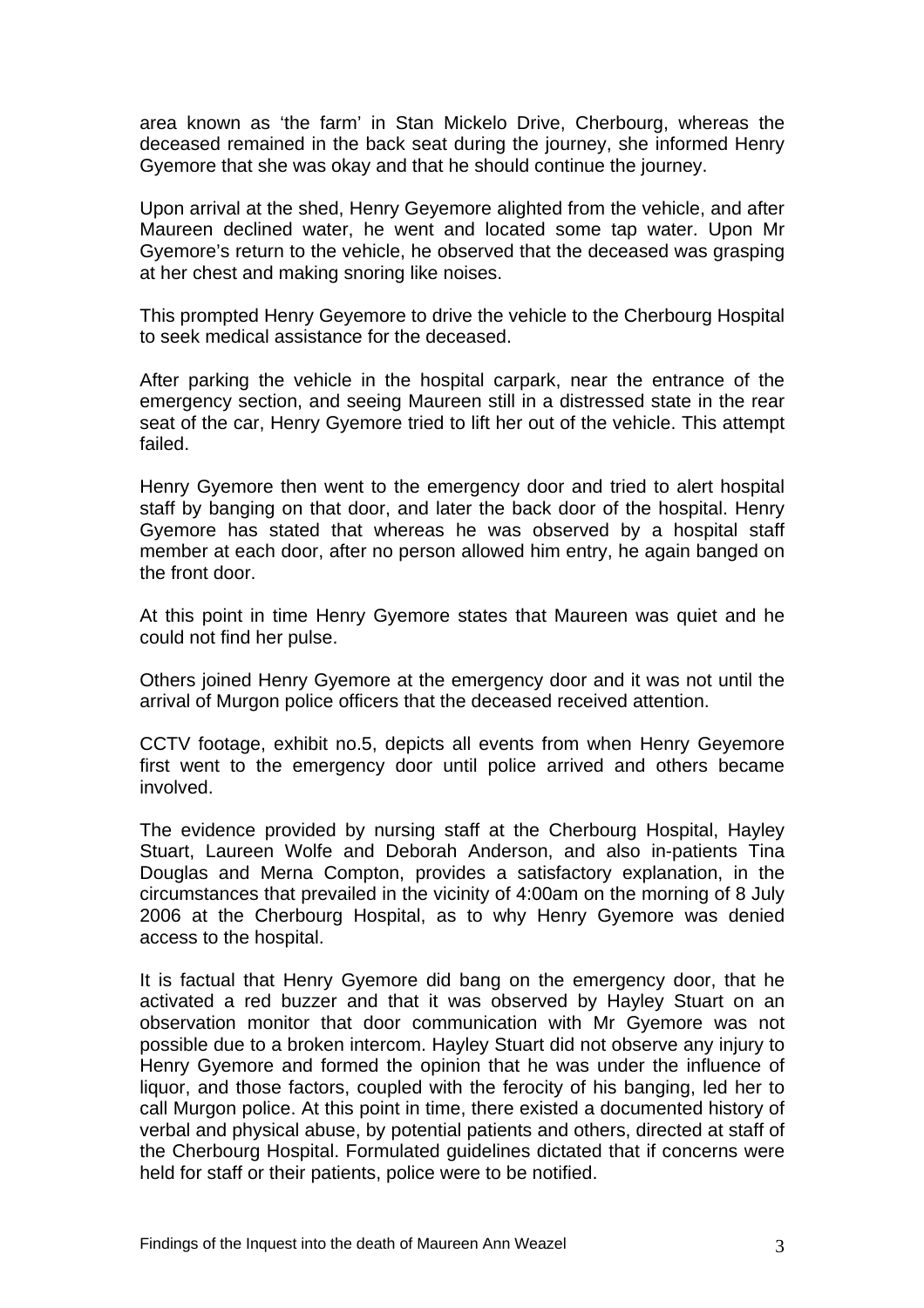area known as 'the farm' in Stan Mickelo Drive, Cherbourg, whereas the deceased remained in the back seat during the journey, she informed Henry Gyemore that she was okay and that he should continue the journey.

Upon arrival at the shed, Henry Geyemore alighted from the vehicle, and after Maureen declined water, he went and located some tap water. Upon Mr Gyemore's return to the vehicle, he observed that the deceased was grasping at her chest and making snoring like noises.

This prompted Henry Geyemore to drive the vehicle to the Cherbourg Hospital to seek medical assistance for the deceased.

After parking the vehicle in the hospital carpark, near the entrance of the emergency section, and seeing Maureen still in a distressed state in the rear seat of the car, Henry Gyemore tried to lift her out of the vehicle. This attempt failed.

Henry Gyemore then went to the emergency door and tried to alert hospital staff by banging on that door, and later the back door of the hospital. Henry Gyemore has stated that whereas he was observed by a hospital staff member at each door, after no person allowed him entry, he again banged on the front door.

At this point in time Henry Gyemore states that Maureen was quiet and he could not find her pulse.

Others joined Henry Gyemore at the emergency door and it was not until the arrival of Murgon police officers that the deceased received attention.

CCTV footage, exhibit no.5, depicts all events from when Henry Geyemore first went to the emergency door until police arrived and others became involved.

The evidence provided by nursing staff at the Cherbourg Hospital, Hayley Stuart, Laureen Wolfe and Deborah Anderson, and also in-patients Tina Douglas and Merna Compton, provides a satisfactory explanation, in the circumstances that prevailed in the vicinity of 4:00am on the morning of 8 July 2006 at the Cherbourg Hospital, as to why Henry Gyemore was denied access to the hospital.

It is factual that Henry Gyemore did bang on the emergency door, that he activated a red buzzer and that it was observed by Hayley Stuart on an observation monitor that door communication with Mr Gyemore was not possible due to a broken intercom. Hayley Stuart did not observe any injury to Henry Gyemore and formed the opinion that he was under the influence of liquor, and those factors, coupled with the ferocity of his banging, led her to call Murgon police. At this point in time, there existed a documented history of verbal and physical abuse, by potential patients and others, directed at staff of the Cherbourg Hospital. Formulated guidelines dictated that if concerns were held for staff or their patients, police were to be notified.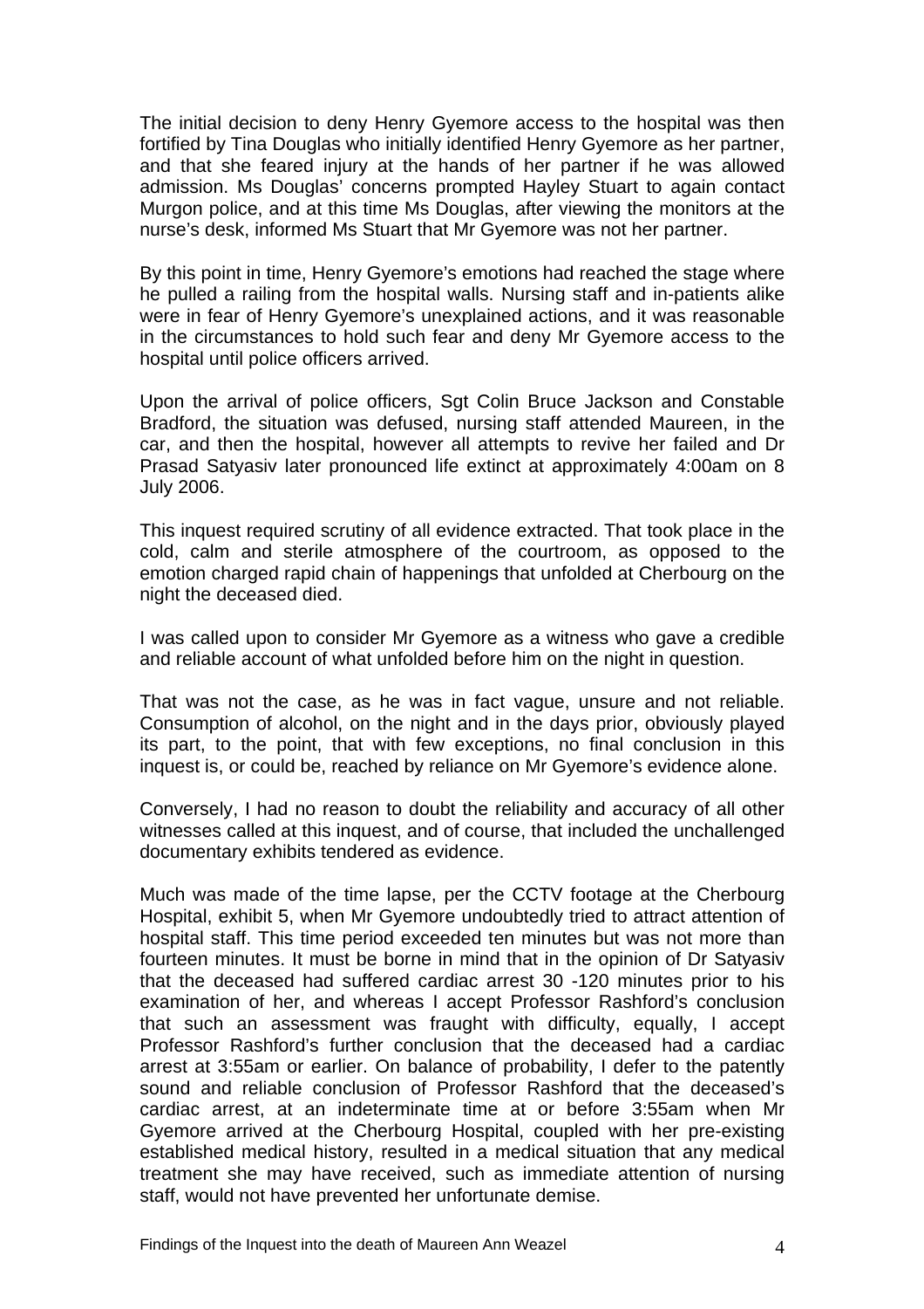The initial decision to deny Henry Gyemore access to the hospital was then fortified by Tina Douglas who initially identified Henry Gyemore as her partner, and that she feared injury at the hands of her partner if he was allowed admission. Ms Douglas' concerns prompted Hayley Stuart to again contact Murgon police, and at this time Ms Douglas, after viewing the monitors at the nurse's desk, informed Ms Stuart that Mr Gyemore was not her partner.

By this point in time, Henry Gyemore's emotions had reached the stage where he pulled a railing from the hospital walls. Nursing staff and in-patients alike were in fear of Henry Gyemore's unexplained actions, and it was reasonable in the circumstances to hold such fear and deny Mr Gyemore access to the hospital until police officers arrived.

Upon the arrival of police officers, Sgt Colin Bruce Jackson and Constable Bradford, the situation was defused, nursing staff attended Maureen, in the car, and then the hospital, however all attempts to revive her failed and Dr Prasad Satyasiv later pronounced life extinct at approximately 4:00am on 8 July 2006.

This inquest required scrutiny of all evidence extracted. That took place in the cold, calm and sterile atmosphere of the courtroom, as opposed to the emotion charged rapid chain of happenings that unfolded at Cherbourg on the night the deceased died.

I was called upon to consider Mr Gyemore as a witness who gave a credible and reliable account of what unfolded before him on the night in question.

That was not the case, as he was in fact vague, unsure and not reliable. Consumption of alcohol, on the night and in the days prior, obviously played its part, to the point, that with few exceptions, no final conclusion in this inquest is, or could be, reached by reliance on Mr Gyemore's evidence alone.

Conversely, I had no reason to doubt the reliability and accuracy of all other witnesses called at this inquest, and of course, that included the unchallenged documentary exhibits tendered as evidence.

Much was made of the time lapse, per the CCTV footage at the Cherbourg Hospital, exhibit 5, when Mr Gyemore undoubtedly tried to attract attention of hospital staff. This time period exceeded ten minutes but was not more than fourteen minutes. It must be borne in mind that in the opinion of Dr Satyasiv that the deceased had suffered cardiac arrest 30 -120 minutes prior to his examination of her, and whereas I accept Professor Rashford's conclusion that such an assessment was fraught with difficulty, equally, I accept Professor Rashford's further conclusion that the deceased had a cardiac arrest at 3:55am or earlier. On balance of probability, I defer to the patently sound and reliable conclusion of Professor Rashford that the deceased's cardiac arrest, at an indeterminate time at or before 3:55am when Mr Gyemore arrived at the Cherbourg Hospital, coupled with her pre-existing established medical history, resulted in a medical situation that any medical treatment she may have received, such as immediate attention of nursing staff, would not have prevented her unfortunate demise.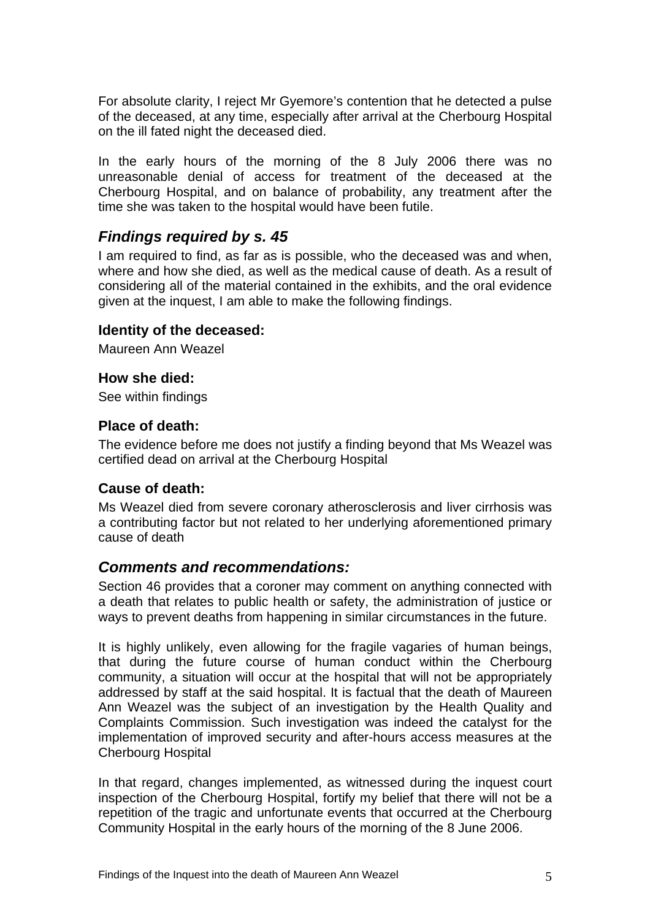For absolute clarity, I reject Mr Gyemore's contention that he detected a pulse of the deceased, at any time, especially after arrival at the Cherbourg Hospital on the ill fated night the deceased died.

In the early hours of the morning of the 8 July 2006 there was no unreasonable denial of access for treatment of the deceased at the Cherbourg Hospital, and on balance of probability, any treatment after the time she was taken to the hospital would have been futile.

## *Findings required by s. 45*

I am required to find, as far as is possible, who the deceased was and when, where and how she died, as well as the medical cause of death. As a result of considering all of the material contained in the exhibits, and the oral evidence given at the inquest, I am able to make the following findings.

### Identity of the deceased:

Maureen Ann Weazel

### How she died:

See within findings

### Place of death:

The evidence before me does not justify a finding beyond that Ms Weazel was certified dead on arrival at the Cherbourg Hospital

### Cause of death:

Ms Weazel died from severe coronary atherosclerosis and liver cirrhosis was a contributing factor but not related to her underlying aforementioned primary cause of death

## *Comments and recommendations:*

Section 46 provides that a coroner may comment on anything connected with a death that relates to public health or safety, the administration of justice or ways to prevent deaths from happening in similar circumstances in the future.

It is highly unlikely, even allowing for the fragile vagaries of human beings, that during the future course of human conduct within the Cherbourg community, a situation will occur at the hospital that will not be appropriately addressed by staff at the said hospital. It is factual that the death of Maureen Ann Weazel was the subject of an investigation by the Health Quality and Complaints Commission. Such investigation was indeed the catalyst for the implementation of improved security and after-hours access measures at the Cherbourg Hospital

In that regard, changes implemented, as witnessed during the inquest court inspection of the Cherbourg Hospital, fortify my belief that there will not be a repetition of the tragic and unfortunate events that occurred at the Cherbourg Community Hospital in the early hours of the morning of the 8 June 2006.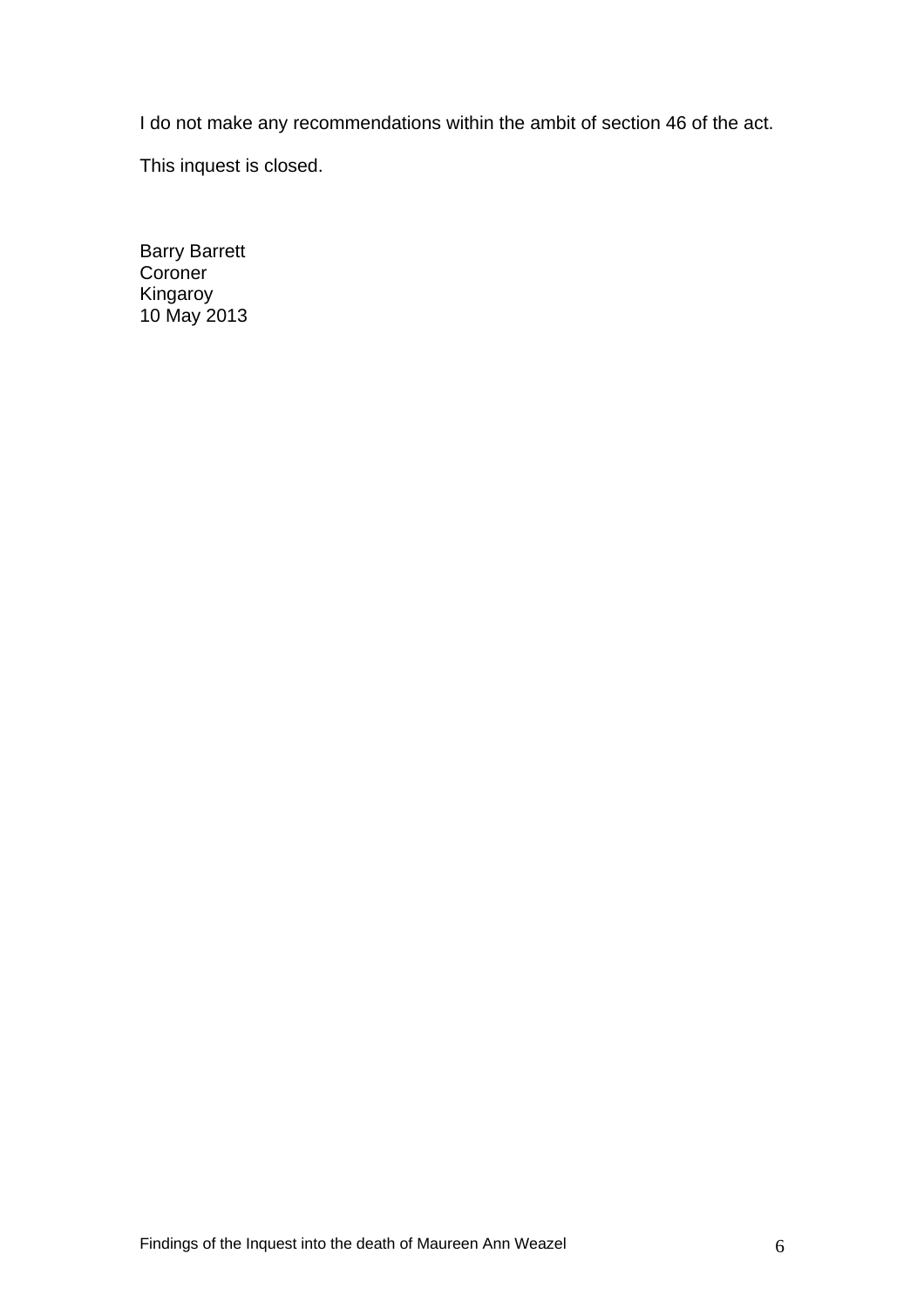I do not make any recommendations within the ambit of section 46 of the act.

This inquest is closed.

Barry Barrett  
Coroner  
Kingaroy  
10 May 2013